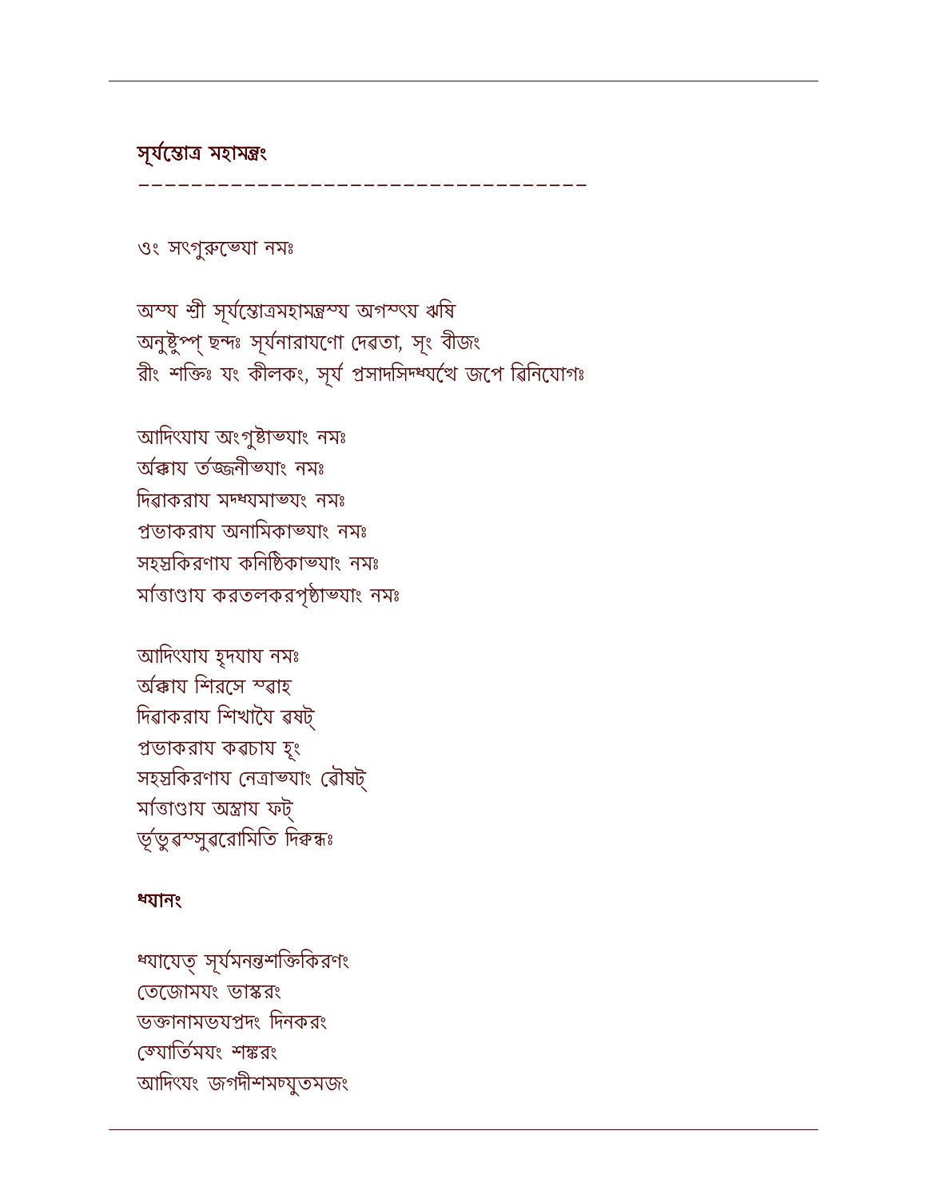**সূৰ্যস্তোত্ৰ মহামন্ত্ৰং**

----------------------------------

ওং সৎগুৰুভ্যো নমঃ

অস্য শ্ৰী সূৰ্যস্তোত্ৰমহামন্ত্ৰস্য অগস্ত্য ঋষি
অনুষ্টুপ্প্ ছন্দঃ সূৰ্যনাৰায়ণো দেৱতা, সূং বীজং
ৰীং শক্তিঃ যং কীলকং, সূৰ্য প্ৰসাদসিদ্ধ্যৰ্থে জপে ৱিনিয়োগঃ

আদিত্যায় অংগুষ্টাভ্যাং নমঃ
অৰ্কায় তৰ্জ্জনীভ্যাং নমঃ
দিৱাকৰায় মদ্ধ্যমাভ্যং নমঃ
প্ৰভাকৰায় অনামিকাভ্যাং নমঃ
সহস্ৰকিৰণায় কনিষ্ঠিকাভ্যাং নমঃ
মাৰ্ত্তাণ্ডায় কৰতলকৰপৃষ্ঠাভ্যাং নমঃ

আদিত্যায় হৃদয়ায় নমঃ
অৰ্কায় শিৰসে স্ৱাহ
দিৱাকৰায় শিখায়ৈ ৱষট্
প্ৰভাকৰায় কৱচায় হূং
সহস্ৰকিৰণায় নেত্ৰাভ্যাং ৱৌষট্
মাৰ্ত্তাণ্ডায় অস্ত্ৰায় ফট্
ভূৰ্ভুৱস্সুৱৰোমিতি দিক্বন্ধঃ

**ধ্যানং**

ধ্যায়েত্ সূৰ্যমনন্তশক্তিকিৰণং
তেজোময়ং ভাস্কৰং
ভক্তানামভয়প্ৰদং দিনকৰং
জ্যোৰ্তিময়ং শঙ্কৰং
আদিত্যং জগদীশমচ্যুতমজং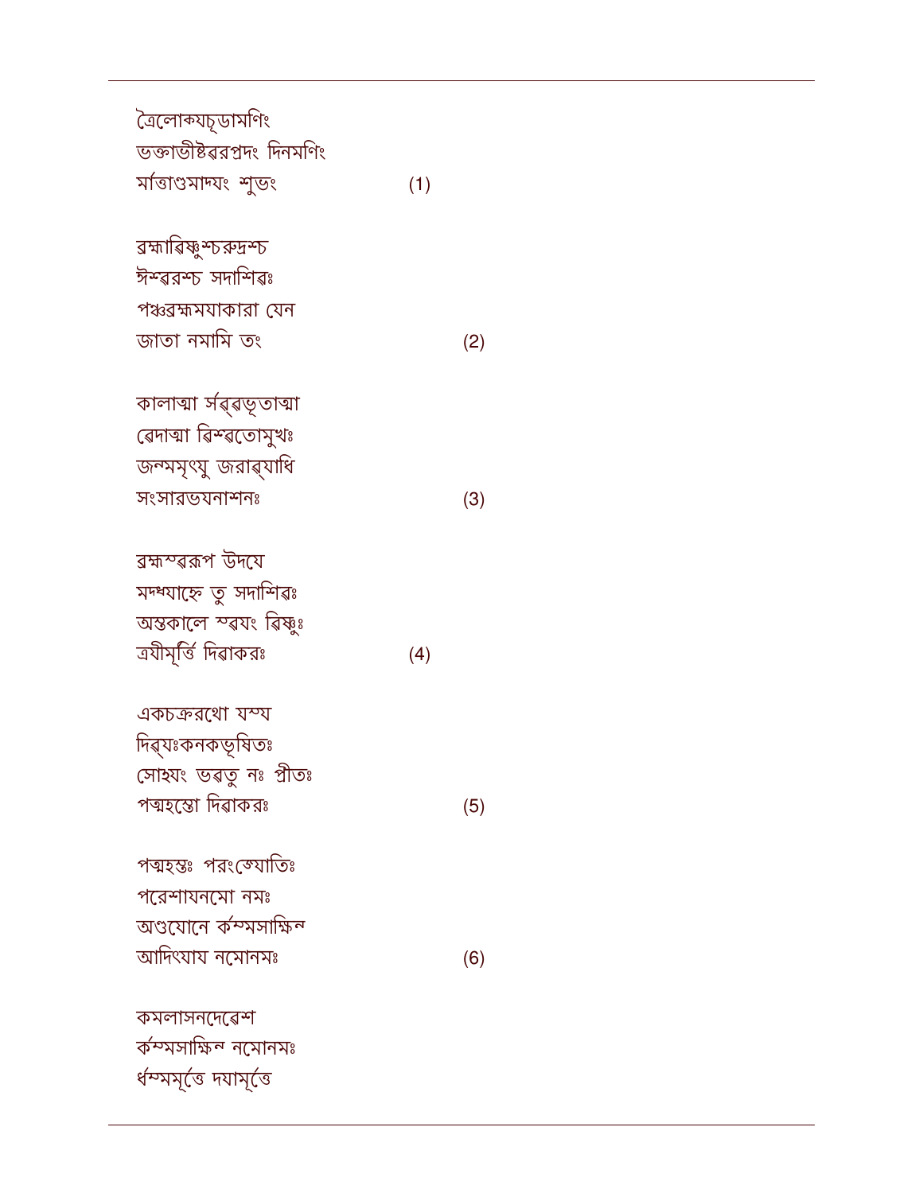ত্রৈলোক্যচূড়ামণিং  
ভক্তাভীষ্টৱরপ্রদং দিনমণিং  
মার্ত্তাণ্ডমাদ্যং শুভং (1)

ব্রহ্মাৱিষ্ণুশ্চরুদ্রশ্চ  
ঈশ্বরশ্চ সদাশিৱঃ  
পঞ্চব্রহ্মময়াকারা যেন  
জাতা নমামি তং (2)

কালাত্মা সর্ব্ৱভূতাত্মা  
ৱেদাত্মা ৱিশ্বতোমুখঃ  
জন্মমৃৎযু জরাৱ্যাধি  
সংসারভয়নাশনঃ (3)

ব্রহ্মস্বরূপ উদয়ে  
মদধ্যাহ্নে তু সদাশিৱঃ  
অস্তকালে স্বয়ং ৱিষ্ণুঃ  
ত্রয়ীমূর্ত্তি দিৱাকরঃ (4)

একচক্ররথো যস্য  
দিৱ্যঃকনকভূষিতঃ  
সোঽয়ং ভৱতু নঃ প্রীতঃ  
পদ্মহস্তো দিৱাকরঃ (5)

পদ্মহস্তঃ পরংজ্যোতিঃ  
পরেশায়নমো নমঃ  
অণ্ডযোনে কর্ম্মসাক্ষিন  
আদিৎযায় নমোনমঃ (6)

কমলাসনদেৱেশ  
কর্ম্মসাক্ষিন নমোনমঃ  
ধর্ম্মমূর্ত্তে দয়ামূর্ত্তে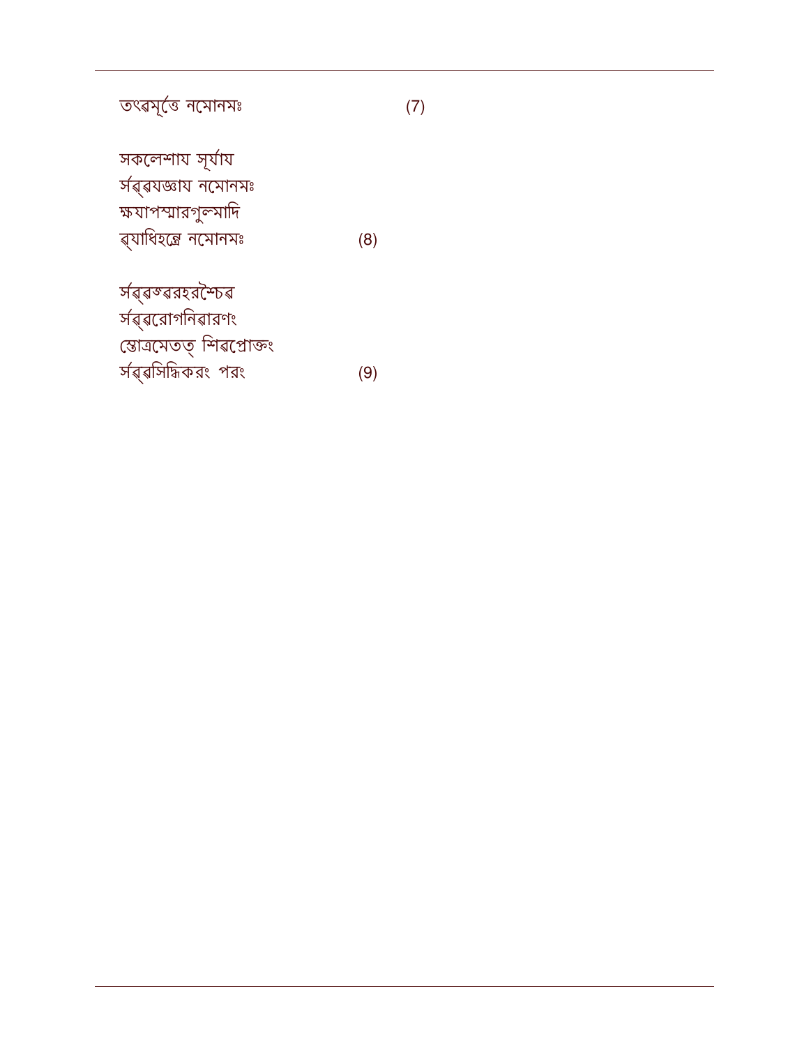তৎৱমূৰ্ত্তে নমোনমঃ (7)

সকলেশায় সূৰ্যায
সৰ্ব্ৱযজ্ঞায নমোনমঃ
ক্ষযাপস্মারগুল্মাদি
ৱ্যাধিহন্ত্রে নমোনমঃ (8)

সৰ্ব্ৱজ্ৱরহরশ্চৈৱ
সৰ্ব্ৱরোগনিৱারণং
স্তোত্রমেতত্ শিৱপ্রোক্তং
সৰ্ব্ৱসিদ্ধিকরং পরং (9)